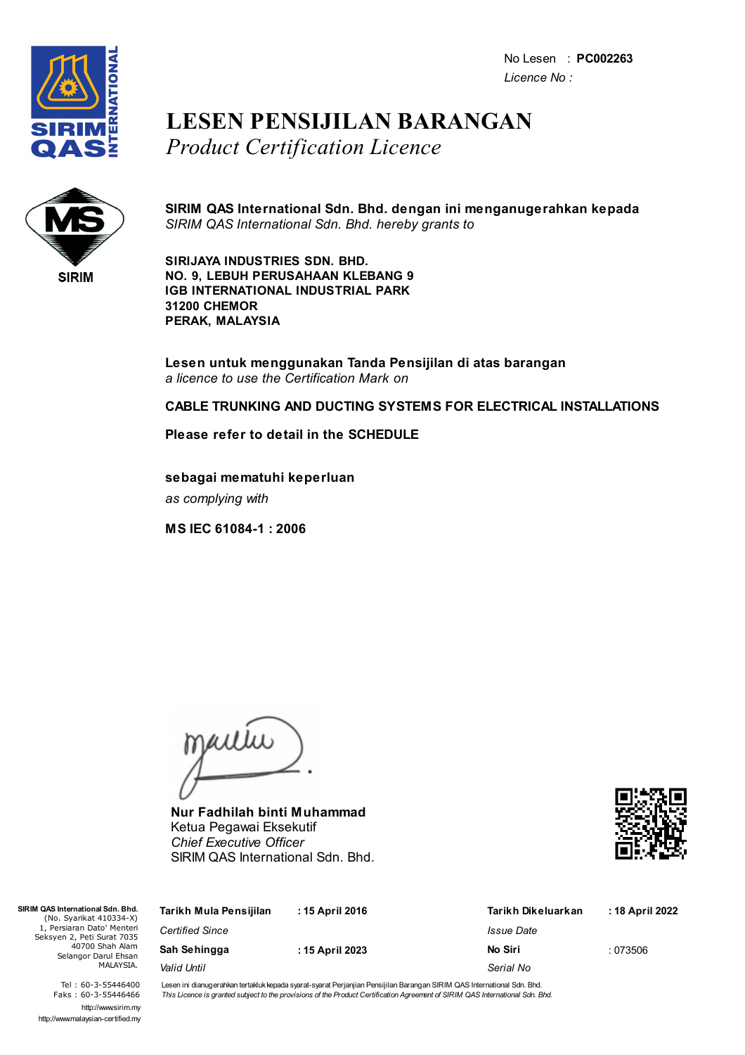No Lesen : **PC002263**
*Licence No :*

# LESEN PENSIJILAN BARANGAN
## *Product Certification Licence*

**SIRIM QAS International Sdn. Bhd. dengan ini menganugerahkan kepada**
*SIRIM QAS International Sdn. Bhd. hereby grants to*

**SIRIJAYA INDUSTRIES SDN. BHD.**
**NO. 9, LEBUH PERUSAHAAN KLEBANG 9**
**IGB INTERNATIONAL INDUSTRIAL PARK**
**31200 CHEMOR**
**PERAK, MALAYSIA**

**Lesen untuk menggunakan Tanda Pensijilan di atas barangan**
*a licence to use the Certification Mark on*

**CABLE TRUNKING AND DUCTING SYSTEMS FOR ELECTRICAL INSTALLATIONS**

**Please refer to detail in the SCHEDULE**

**sebagai mematuhi keperluan**
*as complying with*

**MS IEC 61084-1 : 2006**

**Nur Fadhilah binti Muhammad**
Ketua Pegawai Eksekutif
*Chief Executive Officer*
SIRIM QAS International Sdn. Bhd.

**SIRIM QAS International Sdn. Bhd.**
(No. Syarikat 410334-X)
1, Persiaran Dato' Menteri
Seksyen 2, Peti Surat 7035
40700 Shah Alam
Selangor Darul Ehsan
MALAYSIA.

Tel : 60-3-55446400
Faks : 60-3-55446466
http://www.sirim.my
http://www.malaysian-certified.my

| | | | |
|---|---|---|---|
| **Tarikh Mula Pensijilan** *Certified Since* | : 15 April 2016 | **Tarikh Dikeluarkan** *Issue Date* | : 18 April 2022 |
| **Sah Sehingga** *Valid Until* | : 15 April 2023 | **No Siri** *Serial No* | : 073506 |

Lesen ini dianugerahkan tertakluk kepada syarat-syarat Perjanjian Pensijilan Barangan SIRIM QAS International Sdn. Bhd.
*This Licence is granted subject to the provisions of the Product Certification Agreement of SIRIM QAS International Sdn. Bhd.*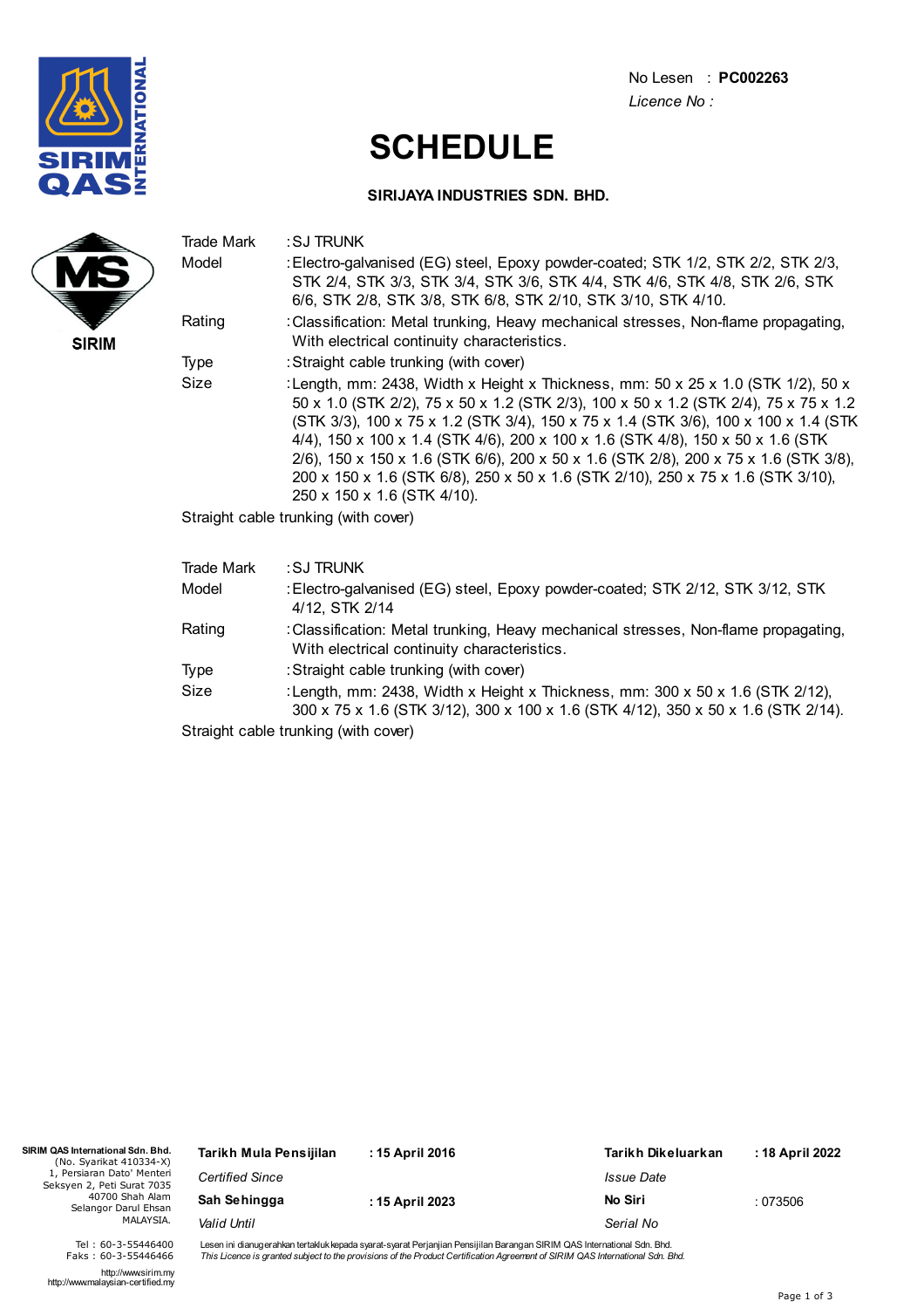No Lesen : **PC002263**
*Licence No :*

# SCHEDULE

**SIRIJAYA INDUSTRIES SDN. BHD.**

SIRIM

| | |
|---|---|
| Trade Mark | : SJ TRUNK |
| Model | : Electro-galvanised (EG) steel, Epoxy powder-coated; STK 1/2, STK 2/2, STK 2/3, STK 2/4, STK 3/3, STK 3/4, STK 3/6, STK 4/4, STK 4/6, STK 4/8, STK 2/6, STK 6/6, STK 2/8, STK 3/8, STK 6/8, STK 2/10, STK 3/10, STK 4/10. |
| Rating | : Classification: Metal trunking, Heavy mechanical stresses, Non-flame propagating, With electrical continuity characteristics. |
| Type | : Straight cable trunking (with cover) |
| Size | : Length, mm: 2438, Width x Height x Thickness, mm: 50 x 25 x 1.0 (STK 1/2), 50 x 50 x 1.0 (STK 2/2), 75 x 50 x 1.2 (STK 2/3), 100 x 50 x 1.2 (STK 2/4), 75 x 75 x 1.2 (STK 3/3), 100 x 75 x 1.2 (STK 3/4), 150 x 75 x 1.4 (STK 3/6), 100 x 100 x 1.4 (STK 4/4), 150 x 100 x 1.4 (STK 4/6), 200 x 100 x 1.6 (STK 4/8), 150 x 50 x 1.6 (STK 2/6), 150 x 150 x 1.6 (STK 6/6), 200 x 50 x 1.6 (STK 2/8), 200 x 75 x 1.6 (STK 3/8), 200 x 150 x 1.6 (STK 6/8), 250 x 50 x 1.6 (STK 2/10), 250 x 75 x 1.6 (STK 3/10), 250 x 150 x 1.6 (STK 4/10). |

Straight cable trunking (with cover)

| | |
|---|---|
| Trade Mark | : SJ TRUNK |
| Model | : Electro-galvanised (EG) steel, Epoxy powder-coated; STK 2/12, STK 3/12, STK 4/12, STK 2/14 |
| Rating | : Classification: Metal trunking, Heavy mechanical stresses, Non-flame propagating, With electrical continuity characteristics. |
| Type | : Straight cable trunking (with cover) |
| Size | : Length, mm: 2438, Width x Height x Thickness, mm: 300 x 50 x 1.6 (STK 2/12), 300 x 75 x 1.6 (STK 3/12), 300 x 100 x 1.6 (STK 4/12), 350 x 50 x 1.6 (STK 2/14). |

Straight cable trunking (with cover)

**SIRIM QAS International Sdn. Bhd.**
(No. Syarikat 410334-X)
1, Persiaran Dato' Menteri
Seksyen 2, Peti Surat 7035
40700 Shah Alam
Selangor Darul Ehsan
MALAYSIA.

Tel : 60-3-55446400
Faks : 60-3-55446466

http://www.sirim.my
http://www.malaysian-certified.my

| | | | |
|---|---|---|---|
| **Tarikh Mula Pensijilan** *Certified Since* | **: 15 April 2016** | **Tarikh Dikeluarkan** *Issue Date* | **: 18 April 2022** |
| **Sah Sehingga** *Valid Until* | **: 15 April 2023** | **No Siri** *Serial No* | : 073506 |

Lesen ini dianugerahkan tertakluk kepada syarat-syarat Perjanjian Pensijilan Barangan SIRIM QAS International Sdn. Bhd.
*This Licence is granted subject to the provisions of the Product Certification Agreement of SIRIM QAS International Sdn. Bhd.*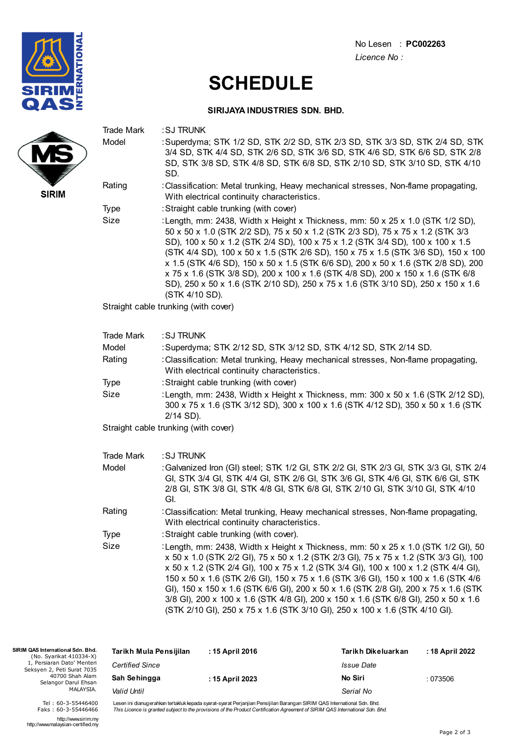No Lesen : **PC002263**
*Licence No :*

# SCHEDULE

**SIRIJAYA INDUSTRIES SDN. BHD.**

SIRIM QAS INTERNATIONAL

MS SIRIM

| | |
|---|---|
| Trade Mark | :SJ TRUNK |
| Model | :Superdyma; STK 1/2 SD, STK 2/2 SD, STK 2/3 SD, STK 3/3 SD, STK 2/4 SD, STK 3/4 SD, STK 4/4 SD, STK 2/6 SD, STK 3/6 SD, STK 4/6 SD, STK 6/6 SD, STK 2/8 SD, STK 3/8 SD, STK 4/8 SD, STK 6/8 SD, STK 2/10 SD, STK 3/10 SD, STK 4/10 SD. |
| Rating | :Classification: Metal trunking, Heavy mechanical stresses, Non-flame propagating, With electrical continuity characteristics. |
| Type | :Straight cable trunking (with cover) |
| Size | :Length, mm: 2438, Width x Height x Thickness, mm: 50 x 25 x 1.0 (STK 1/2 SD), 50 x 50 x 1.0 (STK 2/2 SD), 75 x 50 x 1.2 (STK 2/3 SD), 75 x 75 x 1.2 (STK 3/3 SD), 100 x 50 x 1.2 (STK 2/4 SD), 100 x 75 x 1.2 (STK 3/4 SD), 100 x 100 x 1.5 (STK 4/4 SD), 100 x 50 x 1.5 (STK 2/6 SD), 150 x 75 x 1.5 (STK 3/6 SD), 150 x 100 x 1.5 (STK 4/6 SD), 150 x 50 x 1.5 (STK 6/6 SD), 200 x 50 x 1.6 (STK 2/8 SD), 200 x 75 x 1.6 (STK 3/8 SD), 200 x 100 x 1.6 (STK 4/8 SD), 200 x 150 x 1.6 (STK 6/8 SD), 250 x 50 x 1.6 (STK 2/10 SD), 250 x 75 x 1.6 (STK 3/10 SD), 250 x 150 x 1.6 (STK 4/10 SD). |

Straight cable trunking (with cover)

| | |
|---|---|
| Trade Mark | :SJ TRUNK |
| Model | :Superdyma; STK 2/12 SD, STK 3/12 SD, STK 4/12 SD, STK 2/14 SD. |
| Rating | :Classification: Metal trunking, Heavy mechanical stresses, Non-flame propagating, With electrical continuity characteristics. |
| Type | :Straight cable trunking (with cover) |
| Size | :Length, mm: 2438, Width x Height x Thickness, mm: 300 x 50 x 1.6 (STK 2/12 SD), 300 x 75 x 1.6 (STK 3/12 SD), 300 x 100 x 1.6 (STK 4/12 SD), 350 x 50 x 1.6 (STK 2/14 SD). |

Straight cable trunking (with cover)

| | |
|---|---|
| Trade Mark | :SJ TRUNK |
| Model | :Galvanized Iron (GI) steel; STK 1/2 GI, STK 2/2 GI, STK 2/3 GI, STK 3/3 GI, STK 2/4 GI, STK 3/4 GI, STK 4/4 GI, STK 2/6 GI, STK 3/6 GI, STK 4/6 GI, STK 6/6 GI, STK 2/8 GI, STK 3/8 GI, STK 4/8 GI, STK 6/8 GI, STK 2/10 GI, STK 3/10 GI, STK 4/10 GI. |
| Rating | :Classification: Metal trunking, Heavy mechanical stresses, Non-flame propagating, With electrical continuity characteristics. |
| Type | :Straight cable trunking (with cover). |
| Size | :Length, mm: 2438, Width x Height x Thickness, mm: 50 x 25 x 1.0 (STK 1/2 GI), 50 x 50 x 1.0 (STK 2/2 GI), 75 x 50 x 1.2 (STK 2/3 GI), 75 x 75 x 1.2 (STK 3/3 GI), 100 x 50 x 1.2 (STK 2/4 GI), 100 x 75 x 1.2 (STK 3/4 GI), 100 x 100 x 1.2 (STK 4/4 GI), 150 x 50 x 1.6 (STK 2/6 GI), 150 x 75 x 1.6 (STK 3/6 GI), 150 x 100 x 1.6 (STK 4/6 GI), 150 x 150 x 1.6 (STK 6/6 GI), 200 x 50 x 1.6 (STK 2/8 GI), 200 x 75 x 1.6 (STK 3/8 GI), 200 x 100 x 1.6 (STK 4/8 GI), 200 x 150 x 1.6 (STK 6/8 GI), 250 x 50 x 1.6 (STK 2/10 GI), 250 x 75 x 1.6 (STK 3/10 GI), 250 x 100 x 1.6 (STK 4/10 GI). |

**SIRIM QAS International Sdn. Bhd.**
(No. Syarikat 410334-X)
1, Persiaran Dato' Menteri
Seksyen 2, Peti Surat 7035
40700 Shah Alam
Selangor Darul Ehsan
MALAYSIA.

Tel : 60-3-55446400
Faks : 60-3-55446466

http://www.sirim.my
http://www.malaysian-certified.my

| | | | |
|---|---|---|---|
| **Tarikh Mula Pensijilan** *Certified Since* | **: 15 April 2016** | **Tarikh Dikeluarkan** *Issue Date* | **: 18 April 2022** |
| **Sah Sehingga** *Valid Until* | **: 15 April 2023** | **No Siri** *Serial No* | : 073506 |

Lesen ini dianugerahkan tertakluk kepada syarat-syarat Perjanjian Pensijilan Barangan SIRIM QAS International Sdn. Bhd.
*This Licence is granted subject to the provisions of the Product Certification Agreement of SIRIM QAS International Sdn. Bhd.*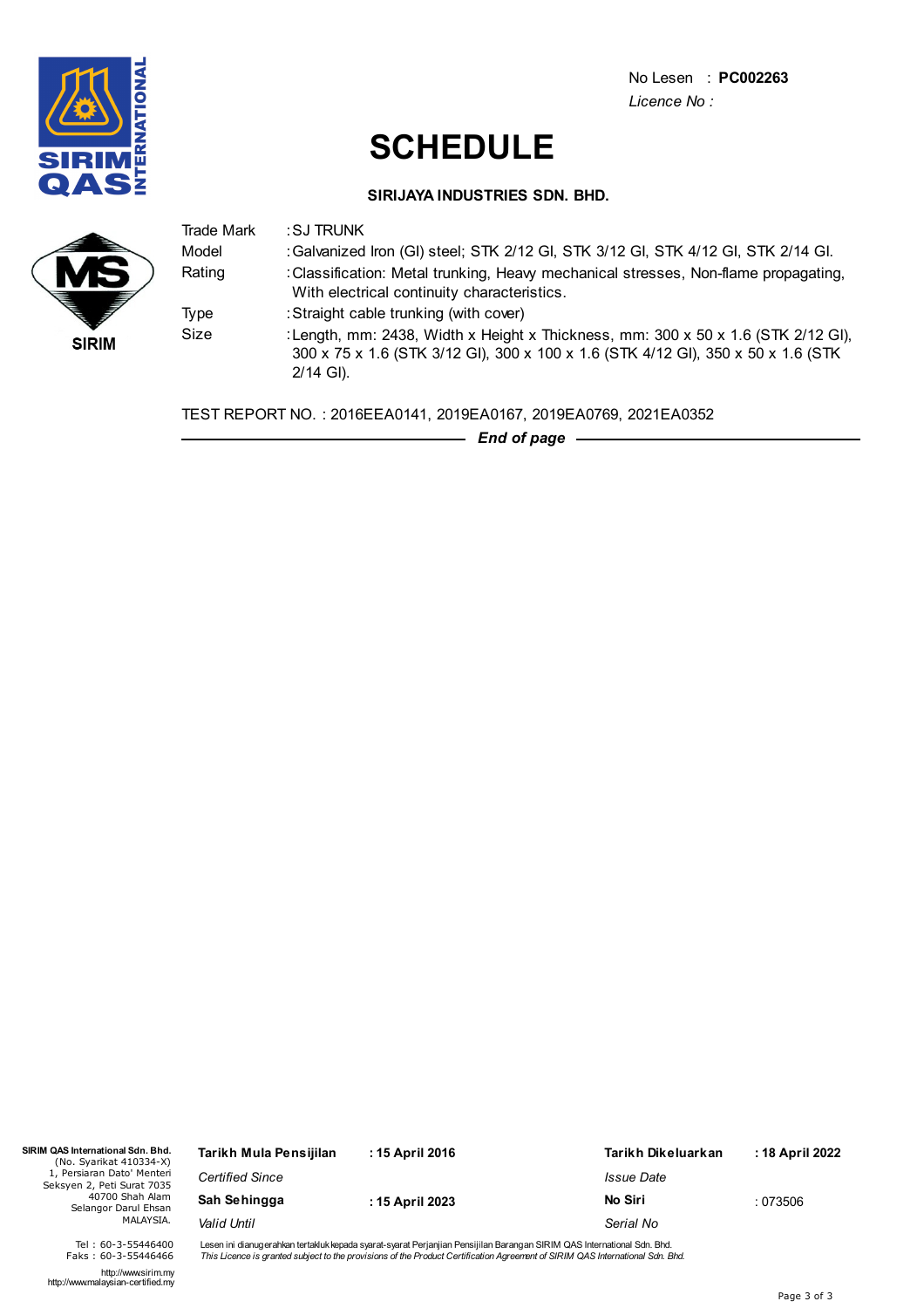No Lesen : **PC002263**
*Licence No :*

# SCHEDULE

**SIRIJAYA INDUSTRIES SDN. BHD.**

| | |
|---|---|
| Trade Mark | : SJ TRUNK |
| Model | : Galvanized Iron (GI) steel; STK 2/12 GI, STK 3/12 GI, STK 4/12 GI, STK 2/14 GI. |
| Rating | : Classification: Metal trunking, Heavy mechanical stresses, Non-flame propagating, With electrical continuity characteristics. |
| Type | : Straight cable trunking (with cover) |
| Size | : Length, mm: 2438, Width x Height x Thickness, mm: 300 x 50 x 1.6 (STK 2/12 GI), 300 x 75 x 1.6 (STK 3/12 GI), 300 x 100 x 1.6 (STK 4/12 GI), 350 x 50 x 1.6 (STK 2/14 GI). |

TEST REPORT NO. : 2016EEA0141, 2019EA0167, 2019EA0769, 2021EA0352

***End of page***

**SIRIM QAS International Sdn. Bhd.**
(No. Syarikat 410334-X)
1, Persiaran Dato' Menteri
Seksyen 2, Peti Surat 7035
40700 Shah Alam
Selangor Darul Ehsan
MALAYSIA.

Tel : 60-3-55446400
Faks : 60-3-55446466

http://www.sirim.my
http://www.malaysian-certified.my

| | | | |
|---|---|---|---|
| **Tarikh Mula Pensijilan** *Certified Since* | **: 15 April 2016** | **Tarikh Dikeluarkan** *Issue Date* | **: 18 April 2022** |
| **Sah Sehingga** *Valid Until* | **: 15 April 2023** | **No Siri** *Serial No* | : 073506 |

Lesen ini dianugerahkan tertakluk kepada syarat-syarat Perjanjian Pensijilan Barangan SIRIM QAS International Sdn. Bhd.
*This Licence is granted subject to the provisions of the Product Certification Agreement of SIRIM QAS International Sdn. Bhd.*